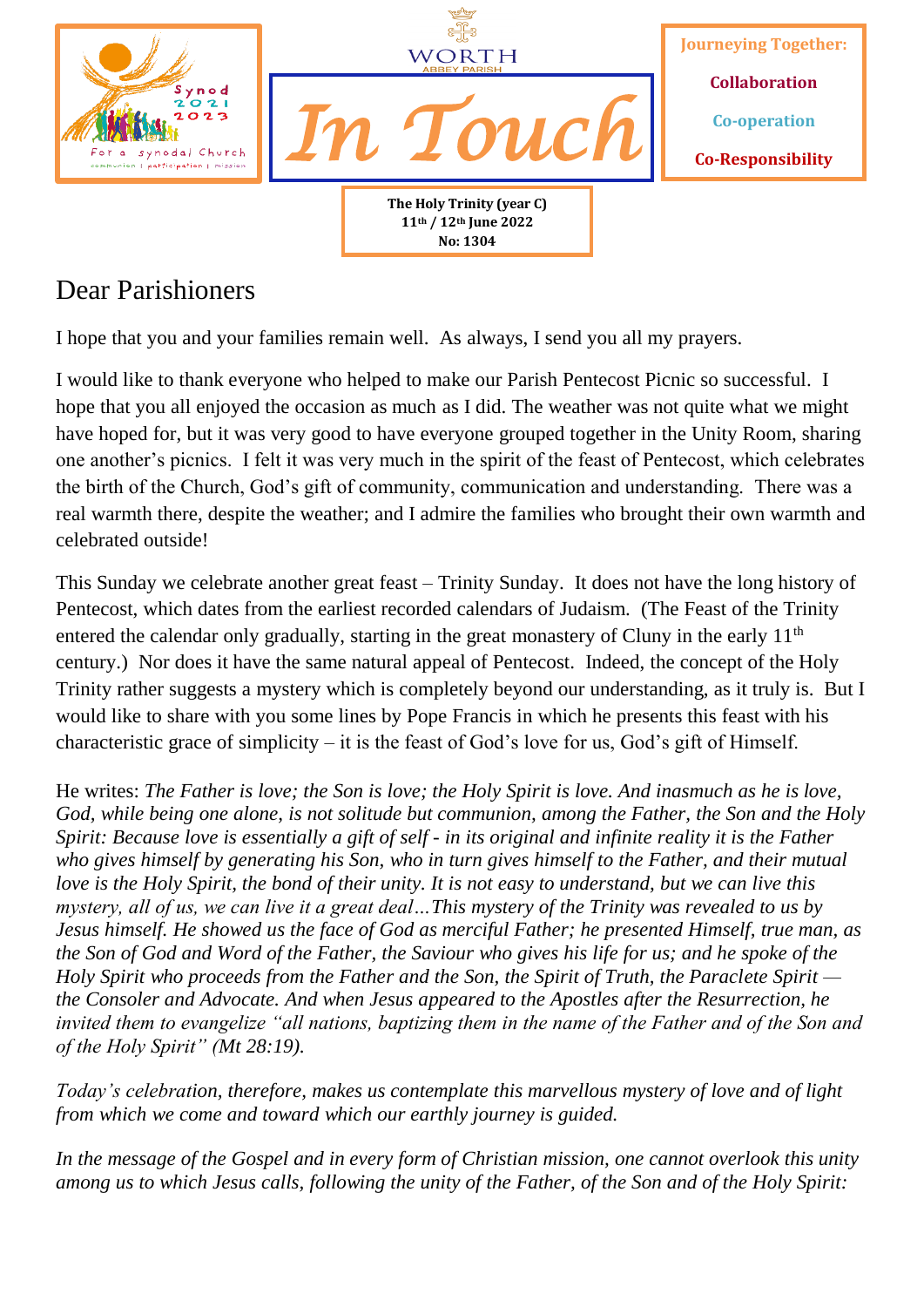Synod 2021 2023

For a synodal Church

communion | participation | mission

WORTH ABBEY PARISH

# In Touch

**Journeying Together:**

**Collaboration**

**Co-operation**

**Co-Responsibility**

**The Holy Trinity (year C)**
**11th / 12th June 2022**
**No: 1304**

## Dear Parishioners

I hope that you and your families remain well. As always, I send you all my prayers.

I would like to thank everyone who helped to make our Parish Pentecost Picnic so successful. I hope that you all enjoyed the occasion as much as I did. The weather was not quite what we might have hoped for, but it was very good to have everyone grouped together in the Unity Room, sharing one another's picnics. I felt it was very much in the spirit of the feast of Pentecost, which celebrates the birth of the Church, God's gift of community, communication and understanding. There was a real warmth there, despite the weather; and I admire the families who brought their own warmth and celebrated outside!

This Sunday we celebrate another great feast – Trinity Sunday. It does not have the long history of Pentecost, which dates from the earliest recorded calendars of Judaism. (The Feast of the Trinity entered the calendar only gradually, starting in the great monastery of Cluny in the early 11th century.) Nor does it have the same natural appeal of Pentecost. Indeed, the concept of the Holy Trinity rather suggests a mystery which is completely beyond our understanding, as it truly is. But I would like to share with you some lines by Pope Francis in which he presents this feast with his characteristic grace of simplicity – it is the feast of God's love for us, God's gift of Himself.

He writes: *The Father is love; the Son is love; the Holy Spirit is love. And inasmuch as he is love, God, while being one alone, is not solitude but communion, among the Father, the Son and the Holy Spirit: Because love is essentially a gift of self - in its original and infinite reality it is the Father who gives himself by generating his Son, who in turn gives himself to the Father, and their mutual love is the Holy Spirit, the bond of their unity. It is not easy to understand, but we can live this mystery, all of us, we can live it a great deal…This mystery of the Trinity was revealed to us by Jesus himself. He showed us the face of God as merciful Father; he presented Himself, true man, as the Son of God and Word of the Father, the Saviour who gives his life for us; and he spoke of the Holy Spirit who proceeds from the Father and the Son, the Spirit of Truth, the Paraclete Spirit — the Consoler and Advocate. And when Jesus appeared to the Apostles after the Resurrection, he invited them to evangelize "all nations, baptizing them in the name of the Father and of the Son and of the Holy Spirit" (Mt 28:19).*

*Today's celebration, therefore, makes us contemplate this marvellous mystery of love and of light from which we come and toward which our earthly journey is guided.*

*In the message of the Gospel and in every form of Christian mission, one cannot overlook this unity among us to which Jesus calls, following the unity of the Father, of the Son and of the Holy Spirit:*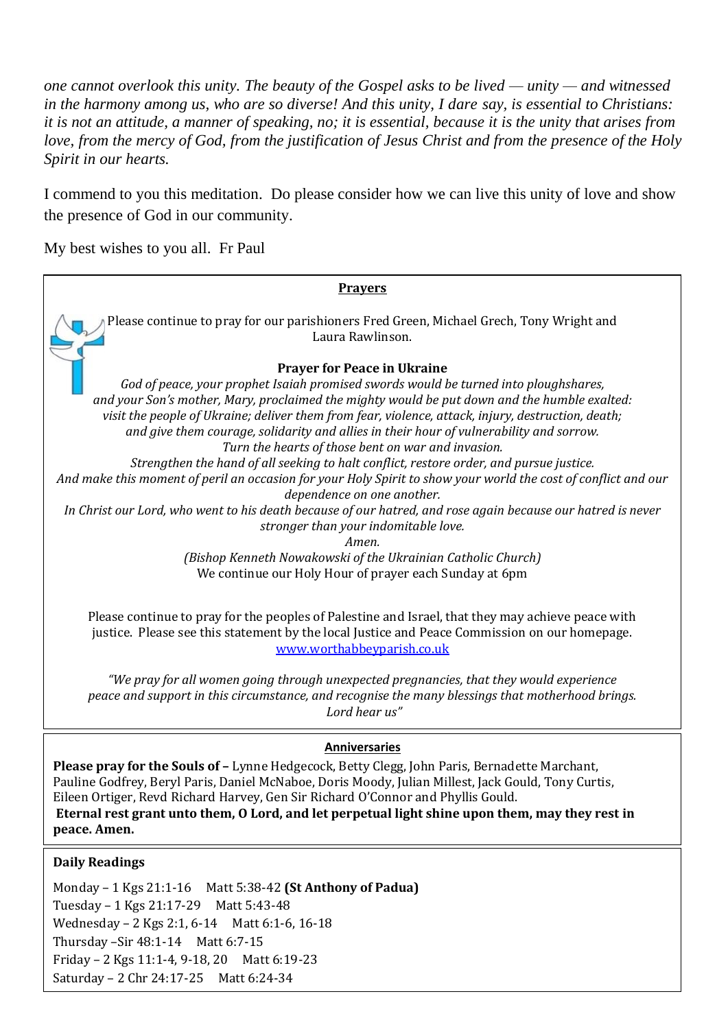*one cannot overlook this unity. The beauty of the Gospel asks to be lived — unity — and witnessed in the harmony among us, who are so diverse! And this unity, I dare say, is essential to Christians: it is not an attitude, a manner of speaking, no; it is essential, because it is the unity that arises from love, from the mercy of God, from the justification of Jesus Christ and from the presence of the Holy Spirit in our hearts.*

I commend to you this meditation. Do please consider how we can live this unity of love and show the presence of God in our community.

My best wishes to you all. Fr Paul

## Prayers

Please continue to pray for our parishioners Fred Green, Michael Grech, Tony Wright and Laura Rawlinson.

**Prayer for Peace in Ukraine**

*God of peace, your prophet Isaiah promised swords would be turned into ploughshares,*
*and your Son's mother, Mary, proclaimed the mighty would be put down and the humble exalted:*
*visit the people of Ukraine; deliver them from fear, violence, attack, injury, destruction, death;*
*and give them courage, solidarity and allies in their hour of vulnerability and sorrow.*
*Turn the hearts of those bent on war and invasion.*
*Strengthen the hand of all seeking to halt conflict, restore order, and pursue justice.*
*And make this moment of peril an occasion for your Holy Spirit to show your world the cost of conflict and our dependence on one another.*
*In Christ our Lord, who went to his death because of our hatred, and rose again because our hatred is never stronger than your indomitable love.*
*Amen.*
*(Bishop Kenneth Nowakowski of the Ukrainian Catholic Church)*
We continue our Holy Hour of prayer each Sunday at 6pm

Please continue to pray for the peoples of Palestine and Israel, that they may achieve peace with justice. Please see this statement by the local Justice and Peace Commission on our homepage. [www.worthabbeyparish.co.uk](http://www.worthabbeyparish.co.uk)

*"We pray for all women going through unexpected pregnancies, that they would experience peace and support in this circumstance, and recognise the many blessings that motherhood brings. Lord hear us"*

## Anniversaries

**Please pray for the Souls of –** Lynne Hedgecock, Betty Clegg, John Paris, Bernadette Marchant, Pauline Godfrey, Beryl Paris, Daniel McNaboe, Doris Moody, Julian Millest, Jack Gould, Tony Curtis, Eileen Ortiger, Revd Richard Harvey, Gen Sir Richard O'Connor and Phyllis Gould.
**Eternal rest grant unto them, O Lord, and let perpetual light shine upon them, may they rest in peace. Amen.**

## Daily Readings

Monday – 1 Kgs 21:1-16 Matt 5:38-42 **(St Anthony of Padua)**
Tuesday – 1 Kgs 21:17-29 Matt 5:43-48
Wednesday – 2 Kgs 2:1, 6-14 Matt 6:1-6, 16-18
Thursday –Sir 48:1-14 Matt 6:7-15
Friday – 2 Kgs 11:1-4, 9-18, 20 Matt 6:19-23
Saturday – 2 Chr 24:17-25 Matt 6:24-34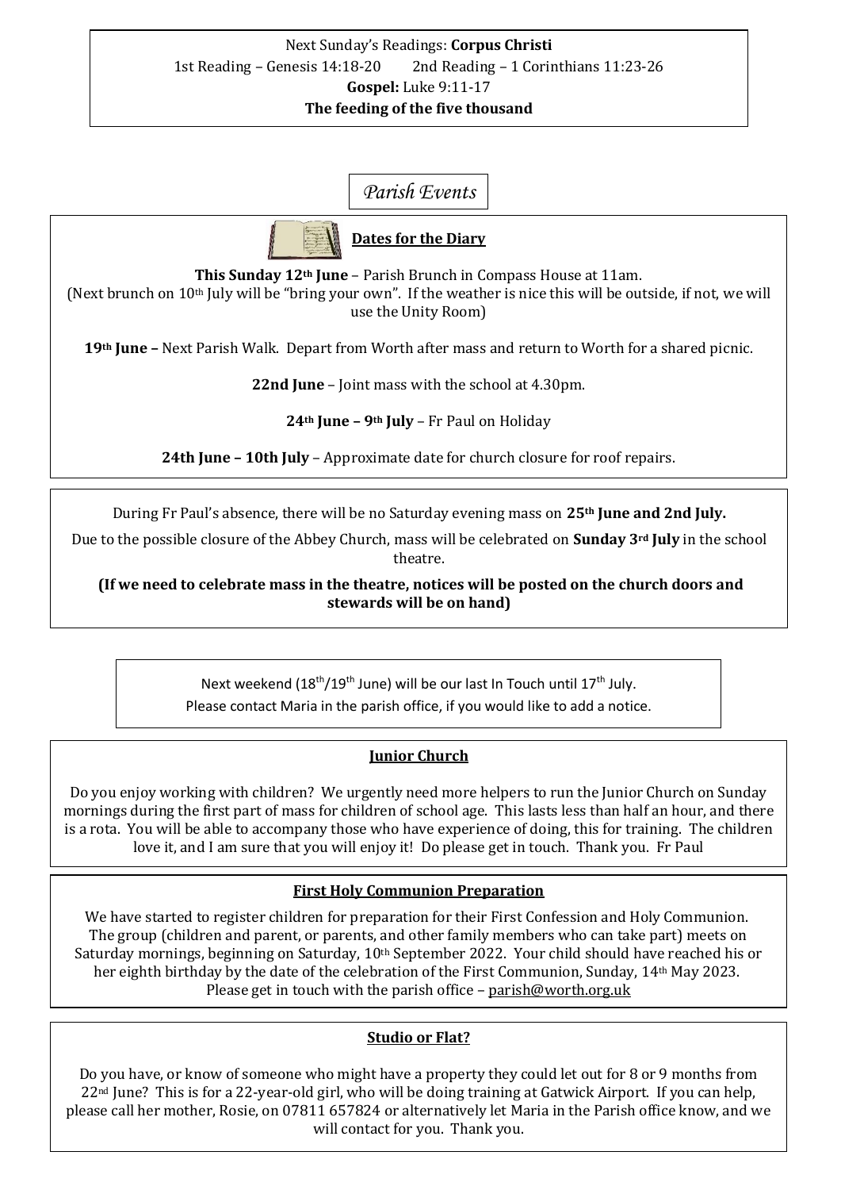Next Sunday's Readings: **Corpus Christi**

1st Reading – Genesis 14:18-20 2nd Reading – 1 Corinthians 11:23-26

**Gospel:** Luke 9:11-17

**The feeding of the five thousand**

## *Parish Events*

### Dates for the Diary

**This Sunday 12th June** – Parish Brunch in Compass House at 11am.
(Next brunch on 10th July will be "bring your own". If the weather is nice this will be outside, if not, we will use the Unity Room)

**19th June –** Next Parish Walk. Depart from Worth after mass and return to Worth for a shared picnic.

**22nd June** – Joint mass with the school at 4.30pm.

**24th June – 9th July** – Fr Paul on Holiday

**24th June – 10th July** – Approximate date for church closure for roof repairs.

During Fr Paul's absence, there will be no Saturday evening mass on **25th June and 2nd July.**

Due to the possible closure of the Abbey Church, mass will be celebrated on **Sunday 3rd July** in the school theatre.

**(If we need to celebrate mass in the theatre, notices will be posted on the church doors and stewards will be on hand)**

Next weekend (18th/19th June) will be our last In Touch until 17th July.
Please contact Maria in the parish office, if you would like to add a notice.

### Junior Church

Do you enjoy working with children? We urgently need more helpers to run the Junior Church on Sunday mornings during the first part of mass for children of school age. This lasts less than half an hour, and there is a rota. You will be able to accompany those who have experience of doing, this for training. The children love it, and I am sure that you will enjoy it! Do please get in touch. Thank you. Fr Paul

### First Holy Communion Preparation

We have started to register children for preparation for their First Confession and Holy Communion. The group (children and parent, or parents, and other family members who can take part) meets on Saturday mornings, beginning on Saturday, 10th September 2022. Your child should have reached his or her eighth birthday by the date of the celebration of the First Communion, Sunday, 14th May 2023. Please get in touch with the parish office – parish@worth.org.uk

### Studio or Flat?

Do you have, or know of someone who might have a property they could let out for 8 or 9 months from 22nd June? This is for a 22-year-old girl, who will be doing training at Gatwick Airport. If you can help, please call her mother, Rosie, on 07811 657824 or alternatively let Maria in the Parish office know, and we will contact for you. Thank you.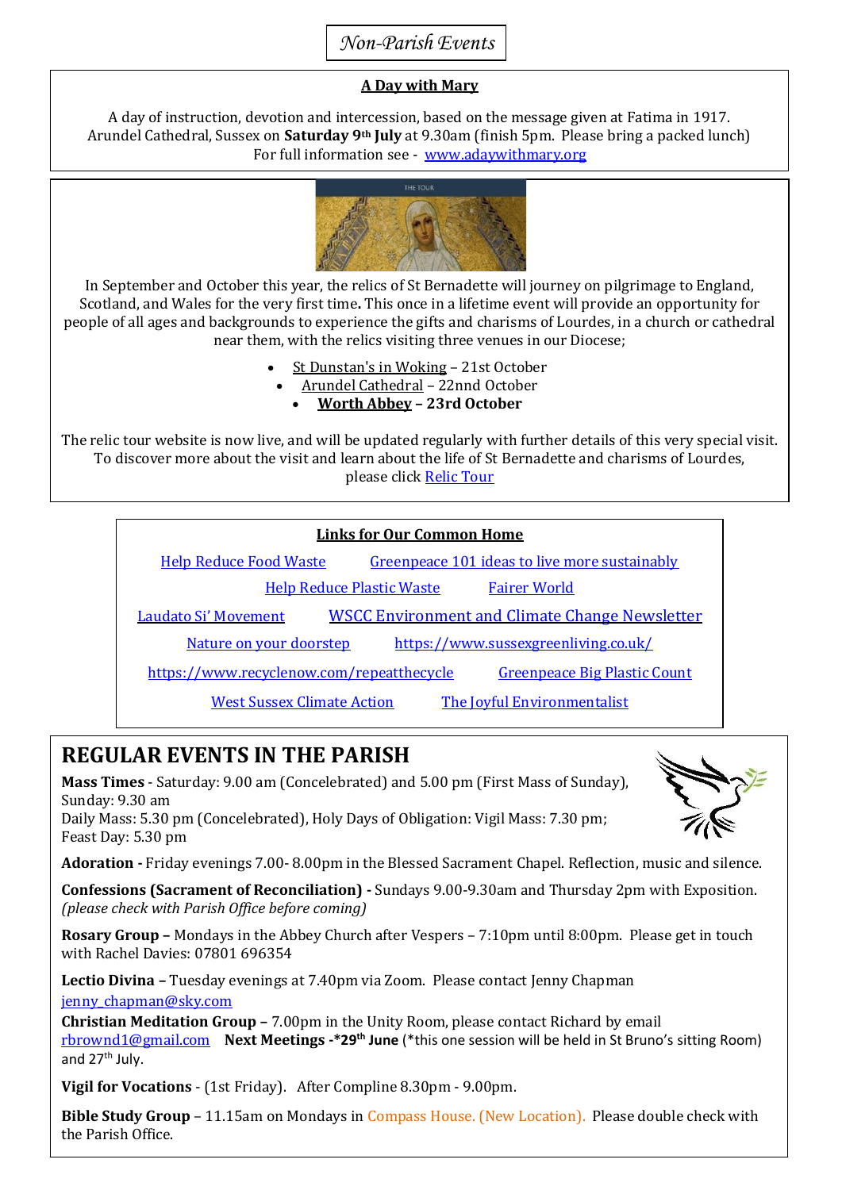# *Non-Parish Events*

**A Day with Mary**

A day of instruction, devotion and intercession, based on the message given at Fatima in 1917. Arundel Cathedral, Sussex on **Saturday 9th July** at 9.30am (finish 5pm. Please bring a packed lunch) For full information see - www.adaywithmary.org

In September and October this year, the relics of St Bernadette will journey on pilgrimage to England, Scotland, and Wales for the very first time**.** This once in a lifetime event will provide an opportunity for people of all ages and backgrounds to experience the gifts and charisms of Lourdes, in a church or cathedral near them, with the relics visiting three venues in our Diocese;

- St Dunstan's in Woking – 21st October
- Arundel Cathedral – 22nnd October
- **Worth Abbey – 23rd October**

The relic tour website is now live, and will be updated regularly with further details of this very special visit. To discover more about the visit and learn about the life of St Bernadette and charisms of Lourdes, please click Relic Tour

**Links for Our Common Home**

Help Reduce Food Waste | Greenpeace 101 ideas to live more sustainably

Help Reduce Plastic Waste | Fairer World

Laudato Si' Movement | WSCC Environment and Climate Change Newsletter

Nature on your doorstep | https://www.sussexgreenliving.co.uk/

https://www.recyclenow.com/repeatthecycle | Greenpeace Big Plastic Count

West Sussex Climate Action | The Joyful Environmentalist

## REGULAR EVENTS IN THE PARISH

**Mass Times** - Saturday: 9.00 am (Concelebrated) and 5.00 pm (First Mass of Sunday), Sunday: 9.30 am
Daily Mass: 5.30 pm (Concelebrated), Holy Days of Obligation: Vigil Mass: 7.30 pm; Feast Day: 5.30 pm

**Adoration -** Friday evenings 7.00- 8.00pm in the Blessed Sacrament Chapel. Reflection, music and silence.

**Confessions (Sacrament of Reconciliation) -** Sundays 9.00-9.30am and Thursday 2pm with Exposition. *(please check with Parish Office before coming)*

**Rosary Group –** Mondays in the Abbey Church after Vespers – 7:10pm until 8:00pm. Please get in touch with Rachel Davies: 07801 696354

**Lectio Divina –** Tuesday evenings at 7.40pm via Zoom. Please contact Jenny Chapman jenny_chapman@sky.com

**Christian Meditation Group –** 7.00pm in the Unity Room, please contact Richard by email rbrownd1@gmail.com **Next Meetings -*29th June** (*this one session will be held in St Bruno's sitting Room) and 27th July.

**Vigil for Vocations** - (1st Friday). After Compline 8.30pm - 9.00pm.

**Bible Study Group** – 11.15am on Mondays in Compass House. (New Location). Please double check with the Parish Office.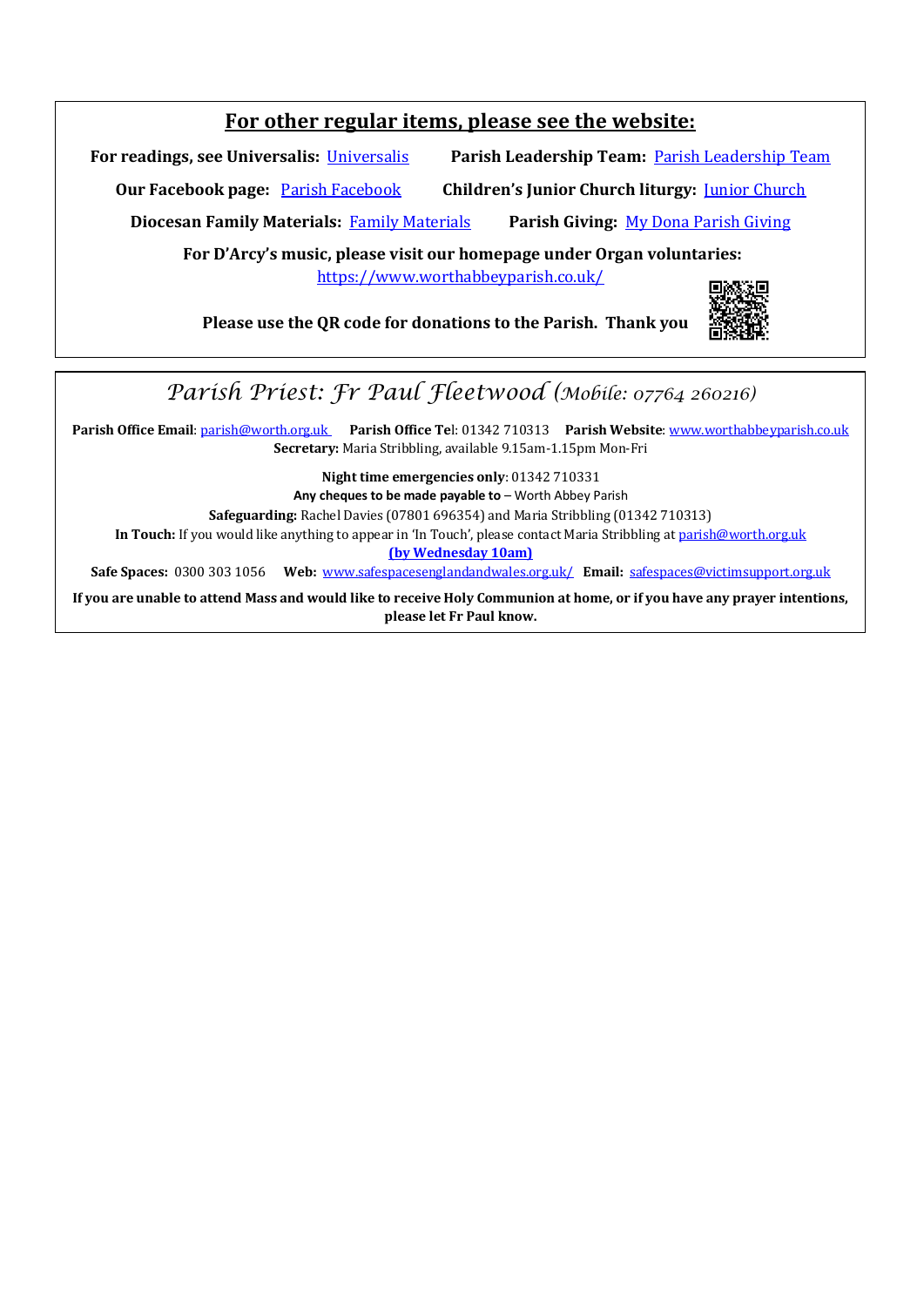## For other regular items, please see the website:

**For readings, see Universalis:** Universalis **Parish Leadership Team:** Parish Leadership Team

**Our Facebook page:** Parish Facebook **Children's Junior Church liturgy:** Junior Church

**Diocesan Family Materials:** Family Materials **Parish Giving:** My Dona Parish Giving

**For D'Arcy's music, please visit our homepage under Organ voluntaries:**
https://www.worthabbeyparish.co.uk/

**Please use the QR code for donations to the Parish. Thank you**

*Parish Priest: Fr Paul Fleetwood (Mobile: 07764 260216)*

**Parish Office Email**: parish@worth.org.uk **Parish Office Tel**: 01342 710313 **Parish Website**: www.worthabbeyparish.co.uk
**Secretary:** Maria Stribbling, available 9.15am-1.15pm Mon-Fri

**Night time emergencies only**: 01342 710331
**Any cheques to be made payable to** – Worth Abbey Parish
**Safeguarding:** Rachel Davies (07801 696354) and Maria Stribbling (01342 710313)
**In Touch:** If you would like anything to appear in 'In Touch', please contact Maria Stribbling at parish@worth.org.uk
**(by Wednesday 10am)**
**Safe Spaces:** 0300 303 1056 **Web:** www.safespacesenglandandwales.org.uk/ **Email:** safespaces@victimsupport.org.uk

**If you are unable to attend Mass and would like to receive Holy Communion at home, or if you have any prayer intentions, please let Fr Paul know.**